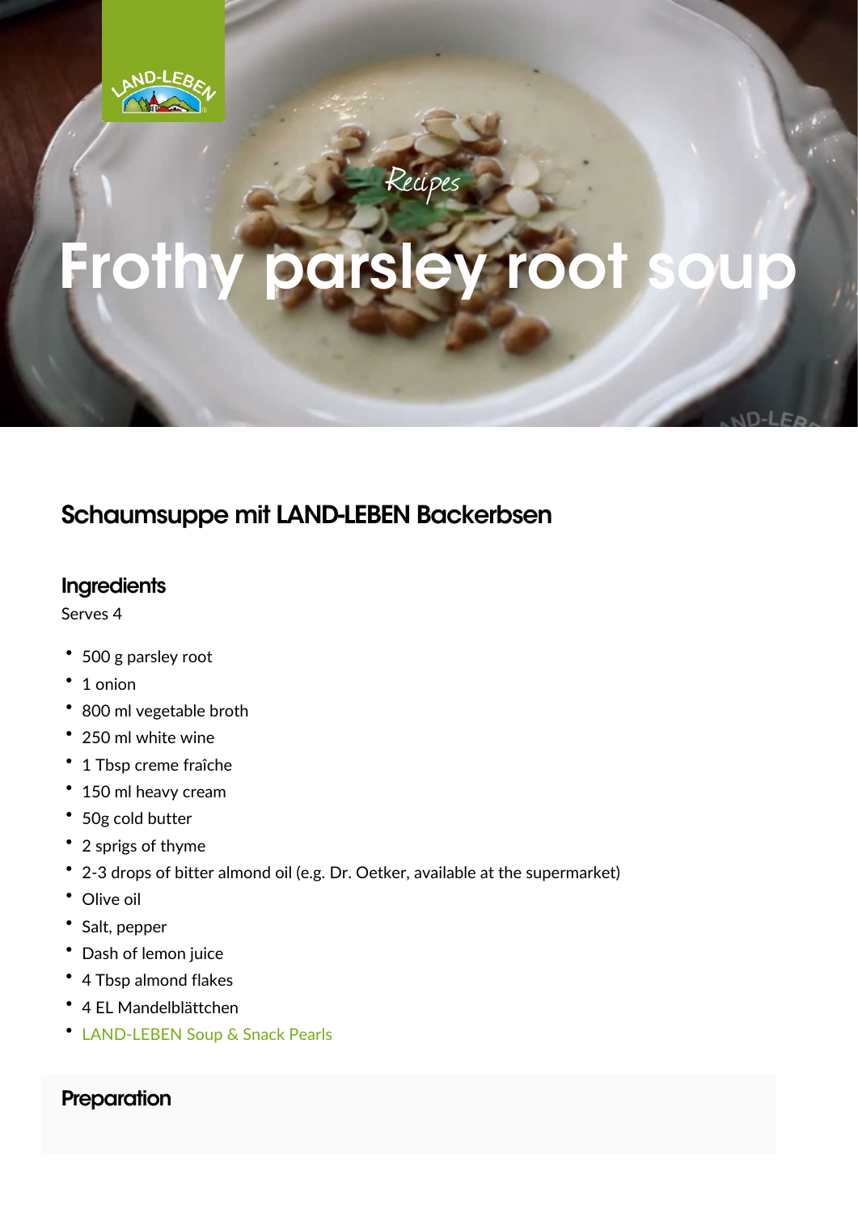Recipes

# Frothy parsley root soup

## Schaumsuppe mit LAND-LEBEN Backerbsen

### Ingredients

Serves 4

- 500 g parsley root
- 1 onion
- 800 ml vegetable broth
- 250 ml white wine
- 1 Tbsp creme fraîche
- 150 ml heavy cream
- 50g cold butter
- 2 sprigs of thyme
- 2-3 drops of bitter almond oil (e.g. Dr. Oetker, available at the supermarket)
- Olive oil
- Salt, pepper
- Dash of lemon juice
- 4 Tbsp almond flakes
- 4 EL Mandelblättchen
- LAND-LEBEN Soup & Snack Pearls

### Preparation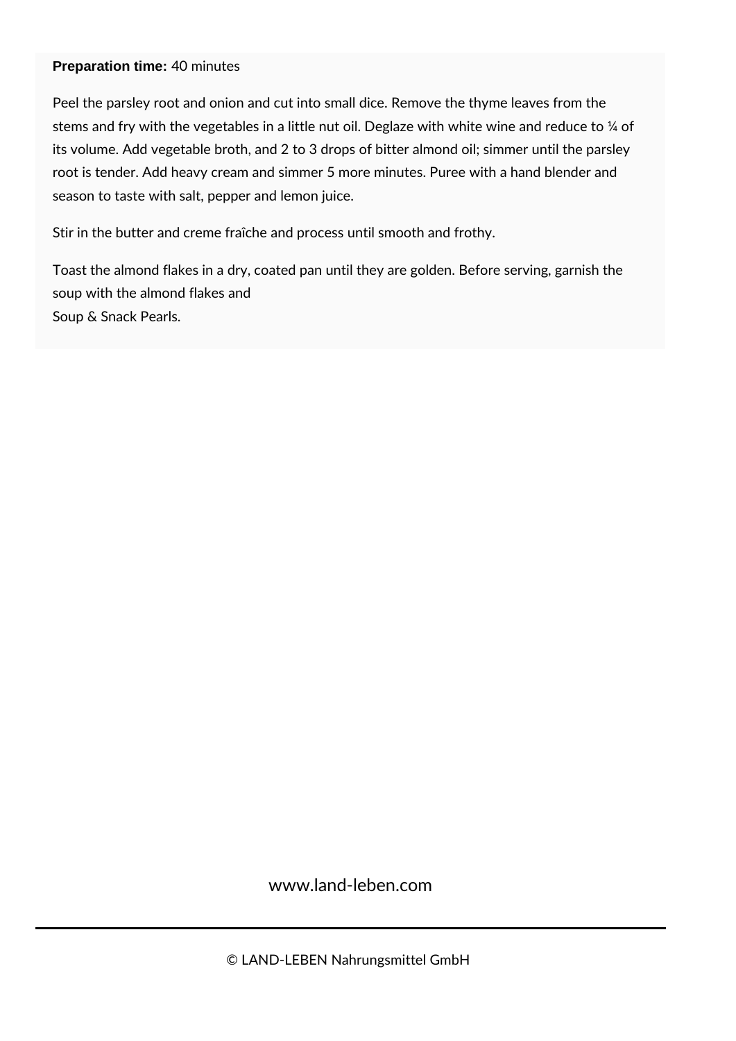**Preparation time:** 40 minutes

Peel the parsley root and onion and cut into small dice. Remove the thyme leaves from the stems and fry with the vegetables in a little nut oil. Deglaze with white wine and reduce to ¼ of its volume. Add vegetable broth, and 2 to 3 drops of bitter almond oil; simmer until the parsley root is tender. Add heavy cream and simmer 5 more minutes. Puree with a hand blender and season to taste with salt, pepper and lemon juice.

Stir in the butter and creme fraîche and process until smooth and frothy.

Toast the almond flakes in a dry, coated pan until they are golden. Before serving, garnish the soup with the almond flakes and
Soup & Snack Pearls.

www.land-leben.com

© LAND-LEBEN Nahrungsmittel GmbH